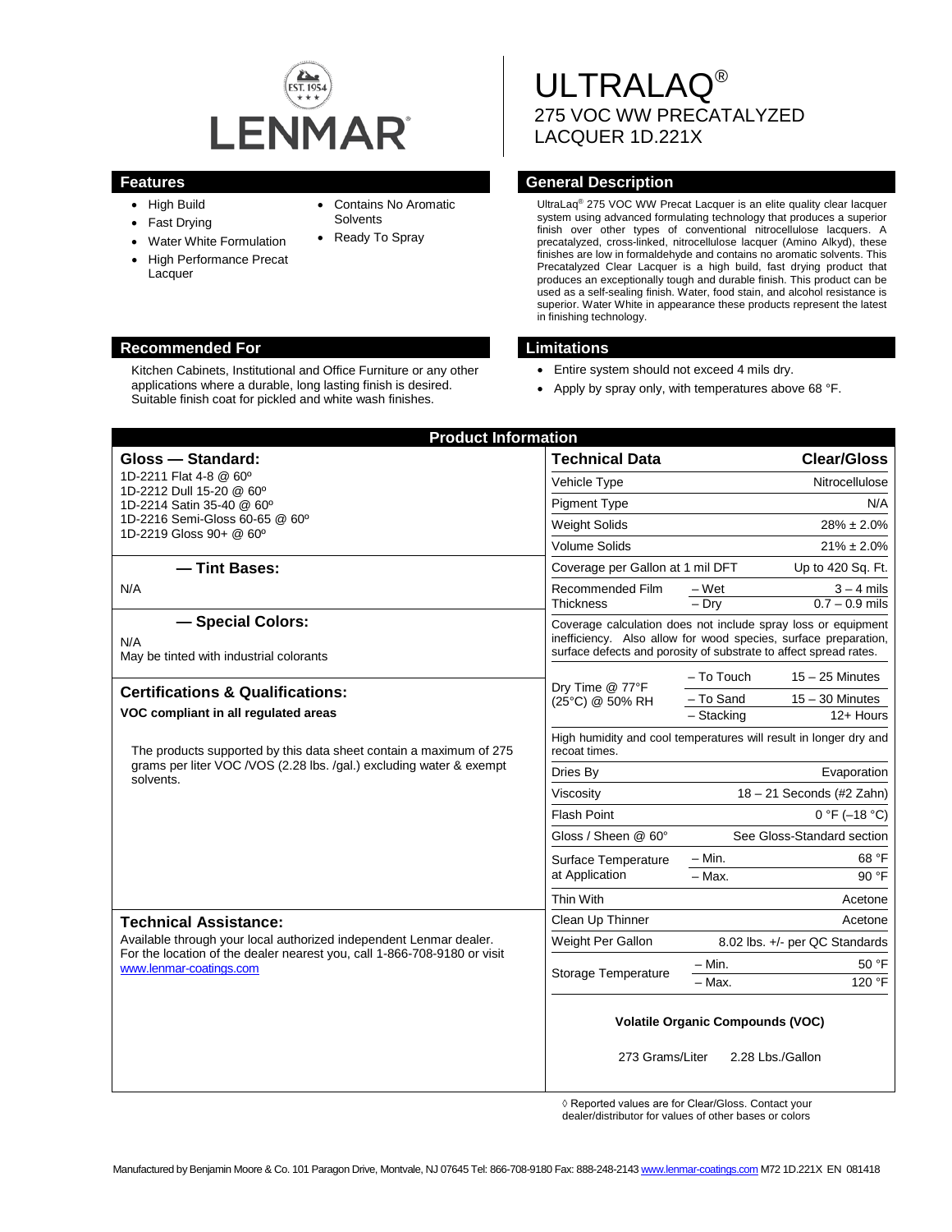# ULTRALAQ®

## 275 VOC WW PRECATALYZED LACQUER 1D.221X

## Features

- High Build
- Fast Drying
- Water White Formulation
- High Performance Precat Lacquer
- Contains No Aromatic Solvents
- Ready To Spray

## General Description

UltraLaq® 275 VOC WW Precat Lacquer is an elite quality clear lacquer system using advanced formulating technology that produces a superior finish over other types of conventional nitrocellulose lacquers. A precatalyzed, cross-linked, nitrocellulose lacquer (Amino Alkyd), these finishes are low in formaldehyde and contains no aromatic solvents. This Precatalyzed Clear Lacquer is a high build, fast drying product that produces an exceptionally tough and durable finish. This product can be used as a self-sealing finish. Water, food stain, and alcohol resistance is superior. Water White in appearance these products represent the latest in finishing technology.

## Recommended For

Kitchen Cabinets, Institutional and Office Furniture or any other applications where a durable, long lasting finish is desired. Suitable finish coat for pickled and white wash finishes.

## Limitations

- Entire system should not exceed 4 mils dry.
- Apply by spray only, with temperatures above 68 °F.

## Product Information

### Gloss — Standard:

1D-2211 Flat 4-8 @ 60º
1D-2212 Dull 15-20 @ 60º
1D-2214 Satin 35-40 @ 60º
1D-2216 Semi-Gloss 60-65 @ 60º
1D-2219 Gloss 90+ @ 60º

### — Tint Bases:

N/A

### — Special Colors:

N/A
May be tinted with industrial colorants

### Certifications & Qualifications:

**VOC compliant in all regulated areas**

The products supported by this data sheet contain a maximum of 275 grams per liter VOC /VOS (2.28 lbs. /gal.) excluding water & exempt solvents.

### Technical Assistance:

Available through your local authorized independent Lenmar dealer. For the location of the dealer nearest you, call 1-866-708-9180 or visit www.lenmar-coatings.com

| Technical Data | | Clear/Gloss |
|---|---|---|
| Vehicle Type | | Nitrocellulose |
| Pigment Type | | N/A |
| Weight Solids | | 28% ± 2.0% |
| Volume Solids | | 21% ± 2.0% |
| Coverage per Gallon at 1 mil DFT | | Up to 420 Sq. Ft. |
| Recommended Film Thickness | – Wet | 3 – 4 mils |
| | – Dry | 0.7 – 0.9 mils |
| Coverage calculation does not include spray loss or equipment inefficiency. Also allow for wood species, surface preparation, surface defects and porosity of substrate to affect spread rates. | | |
| Dry Time @ 77°F (25°C) @ 50% RH | – To Touch | 15 – 25 Minutes |
| | – To Sand | 15 – 30 Minutes |
| | – Stacking | 12+ Hours |
| High humidity and cool temperatures will result in longer dry and recoat times. | | |
| Dries By | | Evaporation |
| Viscosity | | 18 – 21 Seconds (#2 Zahn) |
| Flash Point | | 0 °F (–18 °C) |
| Gloss / Sheen @ 60° | | See Gloss-Standard section |
| Surface Temperature at Application | – Min. | 68 °F |
| | – Max. | 90 °F |
| Thin With | | Acetone |
| Clean Up Thinner | | Acetone |
| Weight Per Gallon | | 8.02 lbs. +/- per QC Standards |
| Storage Temperature | – Min. | 50 °F |
| | – Max. | 120 °F |

**Volatile Organic Compounds (VOC)**

273 Grams/Liter 2.28 Lbs./Gallon

◊ Reported values are for Clear/Gloss. Contact your dealer/distributor for values of other bases or colors

Manufactured by Benjamin Moore & Co. 101 Paragon Drive, Montvale, NJ 07645 Tel: 866-708-9180 Fax: 888-248-2143 www.lenmar-coatings.com M72 1D.221X EN 081418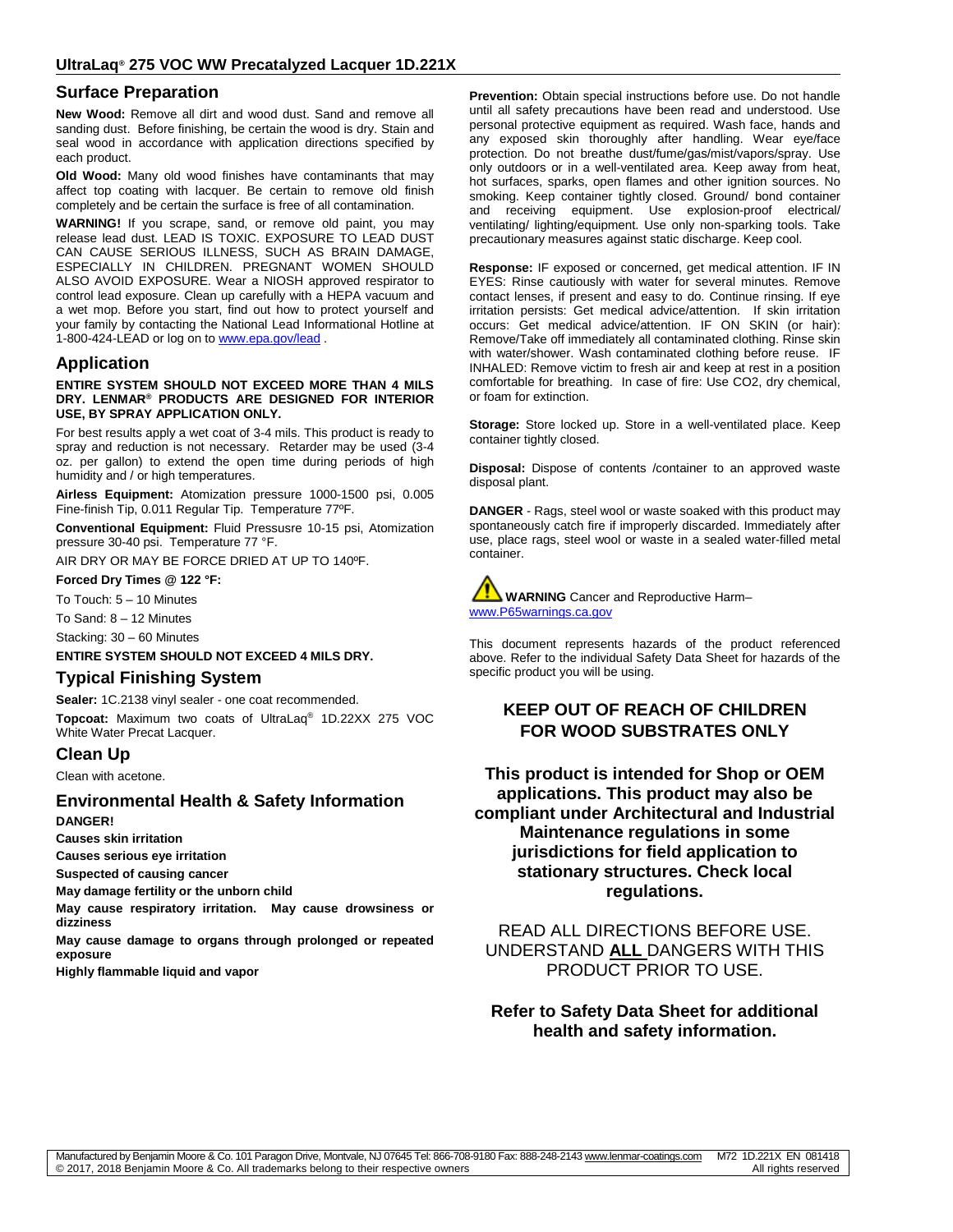## Surface Preparation

**New Wood:** Remove all dirt and wood dust. Sand and remove all sanding dust. Before finishing, be certain the wood is dry. Stain and seal wood in accordance with application directions specified by each product.

**Old Wood:** Many old wood finishes have contaminants that may affect top coating with lacquer. Be certain to remove old finish completely and be certain the surface is free of all contamination.

**WARNING!** If you scrape, sand, or remove old paint, you may release lead dust. LEAD IS TOXIC. EXPOSURE TO LEAD DUST CAN CAUSE SERIOUS ILLNESS, SUCH AS BRAIN DAMAGE, ESPECIALLY IN CHILDREN. PREGNANT WOMEN SHOULD ALSO AVOID EXPOSURE. Wear a NIOSH approved respirator to control lead exposure. Clean up carefully with a HEPA vacuum and a wet mop. Before you start, find out how to protect yourself and your family by contacting the National Lead Informational Hotline at 1-800-424-LEAD or log on to www.epa.gov/lead .

## Application

**ENTIRE SYSTEM SHOULD NOT EXCEED MORE THAN 4 MILS DRY. LENMAR® PRODUCTS ARE DESIGNED FOR INTERIOR USE, BY SPRAY APPLICATION ONLY.**

For best results apply a wet coat of 3-4 mils. This product is ready to spray and reduction is not necessary. Retarder may be used (3-4 oz. per gallon) to extend the open time during periods of high humidity and / or high temperatures.

**Airless Equipment:** Atomization pressure 1000-1500 psi, 0.005 Fine-finish Tip, 0.011 Regular Tip. Temperature 77ºF.

**Conventional Equipment:** Fluid Pressusre 10-15 psi, Atomization pressure 30-40 psi. Temperature 77 °F.

AIR DRY OR MAY BE FORCE DRIED AT UP TO 140ºF.

**Forced Dry Times @ 122 °F:**

To Touch: 5 – 10 Minutes

To Sand: 8 – 12 Minutes

Stacking: 30 – 60 Minutes

**ENTIRE SYSTEM SHOULD NOT EXCEED 4 MILS DRY.**

## Typical Finishing System

**Sealer:** 1C.2138 vinyl sealer - one coat recommended.

**Topcoat:** Maximum two coats of UltraLaq® 1D.22XX 275 VOC White Water Precat Lacquer.

## Clean Up

Clean with acetone.

## Environmental Health & Safety Information

**DANGER!**

**Causes skin irritation**

**Causes serious eye irritation**

**Suspected of causing cancer**

**May damage fertility or the unborn child**

**May cause respiratory irritation. May cause drowsiness or dizziness**

**May cause damage to organs through prolonged or repeated exposure**

**Highly flammable liquid and vapor**

**Prevention:** Obtain special instructions before use. Do not handle until all safety precautions have been read and understood. Use personal protective equipment as required. Wash face, hands and any exposed skin thoroughly after handling. Wear eye/face protection. Do not breathe dust/fume/gas/mist/vapors/spray. Use only outdoors or in a well-ventilated area. Keep away from heat, hot surfaces, sparks, open flames and other ignition sources. No smoking. Keep container tightly closed. Ground/ bond container and receiving equipment. Use explosion-proof electrical/ ventilating/ lighting/equipment. Use only non-sparking tools. Take precautionary measures against static discharge. Keep cool.

**Response:** IF exposed or concerned, get medical attention. IF IN EYES: Rinse cautiously with water for several minutes. Remove contact lenses, if present and easy to do. Continue rinsing. If eye irritation persists: Get medical advice/attention. If skin irritation occurs: Get medical advice/attention. IF ON SKIN (or hair): Remove/Take off immediately all contaminated clothing. Rinse skin with water/shower. Wash contaminated clothing before reuse. IF INHALED: Remove victim to fresh air and keep at rest in a position comfortable for breathing. In case of fire: Use CO2, dry chemical, or foam for extinction.

**Storage:** Store locked up. Store in a well-ventilated place. Keep container tightly closed.

**Disposal:** Dispose of contents /container to an approved waste disposal plant.

**DANGER** - Rags, steel wool or waste soaked with this product may spontaneously catch fire if improperly discarded. Immediately after use, place rags, steel wool or waste in a sealed water-filled metal container.

**WARNING** Cancer and Reproductive Harm– www.P65warnings.ca.gov

This document represents hazards of the product referenced above. Refer to the individual Safety Data Sheet for hazards of the specific product you will be using.

**KEEP OUT OF REACH OF CHILDREN**
**FOR WOOD SUBSTRATES ONLY**

**This product is intended for Shop or OEM applications. This product may also be compliant under Architectural and Industrial Maintenance regulations in some jurisdictions for field application to stationary structures. Check local regulations.**

READ ALL DIRECTIONS BEFORE USE. UNDERSTAND **ALL** DANGERS WITH THIS PRODUCT PRIOR TO USE.

**Refer to Safety Data Sheet for additional health and safety information.**

Manufactured by Benjamin Moore & Co. 101 Paragon Drive, Montvale, NJ 07645 Tel: 866-708-9180 Fax: 888-248-2143 www.lenmar-coatings.com M72 1D.221X EN 081418
© 2017, 2018 Benjamin Moore & Co. All trademarks belong to their respective owners All rights reserved